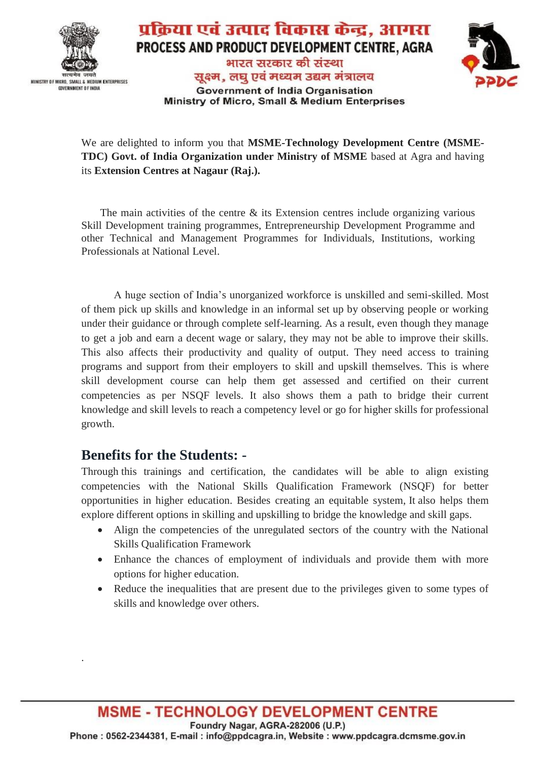# प्रक्रिया एवं उत्पाद विकास केन्द्र, आगरा

## PROCESS AND PRODUCT DEVELOPMENT CENTRE, AGRA

भारत सरकार की संस्था
सूक्ष्म, लघु एवं मध्यम उद्यम मंत्रालय
Government of India Organisation
Ministry of Micro, Small & Medium Enterprises

We are delighted to inform you that **MSME-Technology Development Centre (MSME-TDC) Govt. of India Organization under Ministry of MSME** based at Agra and having its **Extension Centres at Nagaur (Raj.).**

The main activities of the centre & its Extension centres include organizing various Skill Development training programmes, Entrepreneurship Development Programme and other Technical and Management Programmes for Individuals, Institutions, working Professionals at National Level.

A huge section of India's unorganized workforce is unskilled and semi-skilled. Most of them pick up skills and knowledge in an informal set up by observing people or working under their guidance or through complete self-learning. As a result, even though they manage to get a job and earn a decent wage or salary, they may not be able to improve their skills. This also affects their productivity and quality of output. They need access to training programs and support from their employers to skill and upskill themselves. This is where skill development course can help them get assessed and certified on their current competencies as per NSQF levels. It also shows them a path to bridge their current knowledge and skill levels to reach a competency level or go for higher skills for professional growth.

## Benefits for the Students: -

Through this trainings and certification, the candidates will be able to align existing competencies with the National Skills Qualification Framework (NSQF) for better opportunities in higher education. Besides creating an equitable system, It also helps them explore different options in skilling and upskilling to bridge the knowledge and skill gaps.

- Align the competencies of the unregulated sectors of the country with the National Skills Qualification Framework
- Enhance the chances of employment of individuals and provide them with more options for higher education.
- Reduce the inequalities that are present due to the privileges given to some types of skills and knowledge over others.

**MSME - TECHNOLOGY DEVELOPMENT CENTRE**
Foundry Nagar, AGRA-282006 (U.P.)
Phone : 0562-2344381, E-mail : info@ppdcagra.in, Website : www.ppdcagra.dcmsme.gov.in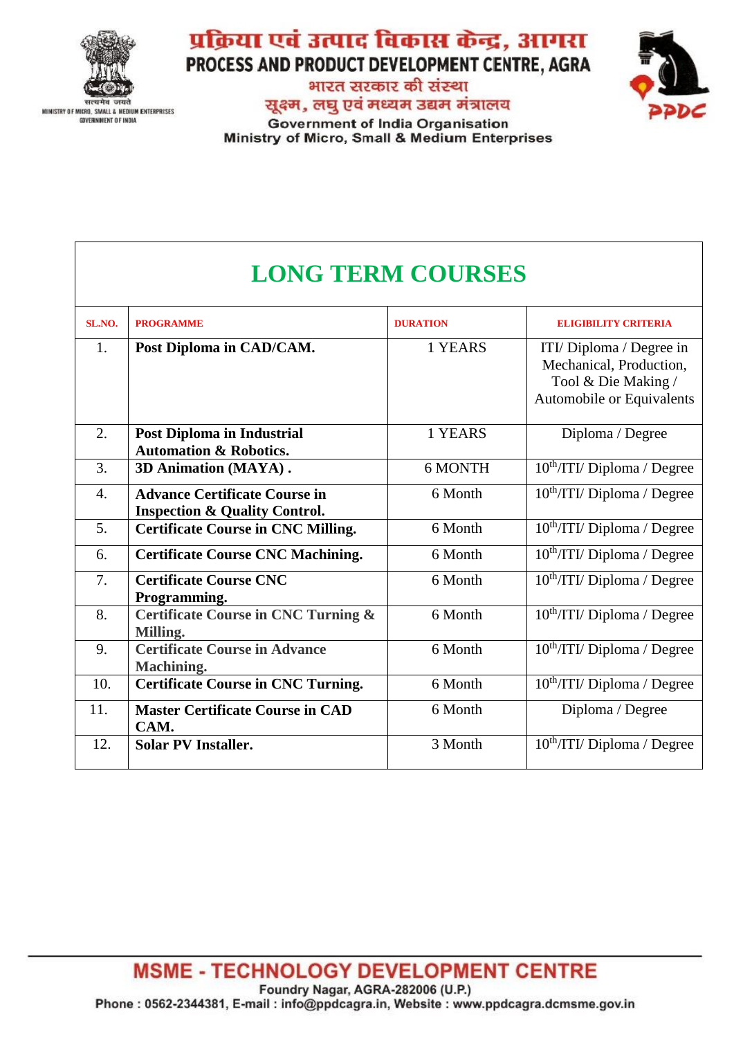# प्रक्रिया एवं उत्पाद विकास केन्द्र, आगरा

## PROCESS AND PRODUCT DEVELOPMENT CENTRE, AGRA

भारत सरकार की संस्था
सूक्ष्म, लघु एवं मध्यम उद्यम मंत्रालय
Government of India Organisation
Ministry of Micro, Small & Medium Enterprises

## LONG TERM COURSES

| SL.NO. | PROGRAMME | DURATION | ELIGIBILITY CRITERIA |
|---|---|---|---|
| 1. | **Post Diploma in CAD/CAM.** | 1 YEARS | ITI/ Diploma / Degree in Mechanical, Production, Tool & Die Making / Automobile or Equivalents |
| 2. | **Post Diploma in Industrial Automation & Robotics.** | 1 YEARS | Diploma / Degree |
| 3. | **3D Animation (MAYA) .** | 6 MONTH | $10^{th}$/ITI/ Diploma / Degree |
| 4. | **Advance Certificate Course in Inspection & Quality Control.** | 6 Month | $10^{th}$/ITI/ Diploma / Degree |
| 5. | **Certificate Course in CNC Milling.** | 6 Month | $10^{th}$/ITI/ Diploma / Degree |
| 6. | **Certificate Course CNC Machining.** | 6 Month | $10^{th}$/ITI/ Diploma / Degree |
| 7. | **Certificate Course CNC Programming.** | 6 Month | $10^{th}$/ITI/ Diploma / Degree |
| 8. | **Certificate Course in CNC Turning & Milling.** | 6 Month | $10^{th}$/ITI/ Diploma / Degree |
| 9. | **Certificate Course in Advance Machining.** | 6 Month | $10^{th}$/ITI/ Diploma / Degree |
| 10. | **Certificate Course in CNC Turning.** | 6 Month | $10^{th}$/ITI/ Diploma / Degree |
| 11. | **Master Certificate Course in CAD CAM.** | 6 Month | Diploma / Degree |
| 12. | **Solar PV Installer.** | 3 Month | $10^{th}$/ITI/ Diploma / Degree |

**MSME - TECHNOLOGY DEVELOPMENT CENTRE**
Foundry Nagar, AGRA-282006 (U.P.)
Phone : 0562-2344381, E-mail : info@ppdcagra.in, Website : www.ppdcagra.dcmsme.gov.in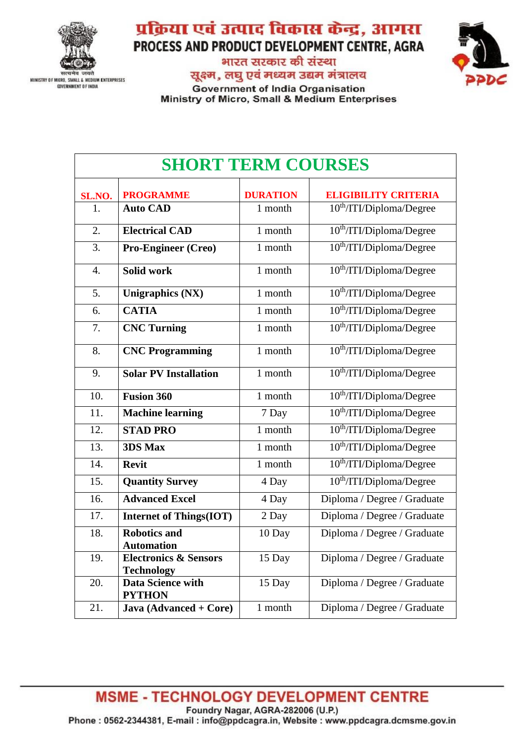प्रक्रिया एवं उत्पाद विकास केन्द्र, आगरा

**PROCESS AND PRODUCT DEVELOPMENT CENTRE, AGRA**

भारत सरकार की संस्था

सूक्ष्म, लघु एवं मध्यम उद्यम मंत्रालय

Government of India Organisation

Ministry of Micro, Small & Medium Enterprises

## SHORT TERM COURSES

| SL.NO. | PROGRAMME | DURATION | ELIGIBILITY CRITERIA |
|---|---|---|---|
| 1. | **Auto CAD** | 1 month | $10^{th}$/ITI/Diploma/Degree |
| 2. | **Electrical CAD** | 1 month | $10^{th}$/ITI/Diploma/Degree |
| 3. | **Pro-Engineer (Creo)** | 1 month | $10^{th}$/ITI/Diploma/Degree |
| 4. | **Solid work** | 1 month | $10^{th}$/ITI/Diploma/Degree |
| 5. | **Unigraphics (NX)** | 1 month | $10^{th}$/ITI/Diploma/Degree |
| 6. | **CATIA** | 1 month | $10^{th}$/ITI/Diploma/Degree |
| 7. | **CNC Turning** | 1 month | $10^{th}$/ITI/Diploma/Degree |
| 8. | **CNC Programming** | 1 month | $10^{th}$/ITI/Diploma/Degree |
| 9. | **Solar PV Installation** | 1 month | $10^{th}$/ITI/Diploma/Degree |
| 10. | **Fusion 360** | 1 month | $10^{th}$/ITI/Diploma/Degree |
| 11. | **Machine learning** | 7 Day | $10^{th}$/ITI/Diploma/Degree |
| 12. | **STAD PRO** | 1 month | $10^{th}$/ITI/Diploma/Degree |
| 13. | **3DS Max** | 1 month | $10^{th}$/ITI/Diploma/Degree |
| 14. | **Revit** | 1 month | $10^{th}$/ITI/Diploma/Degree |
| 15. | **Quantity Survey** | 4 Day | $10^{th}$/ITI/Diploma/Degree |
| 16. | **Advanced Excel** | 4 Day | Diploma / Degree / Graduate |
| 17. | **Internet of Things(IOT)** | 2 Day | Diploma / Degree / Graduate |
| 18. | **Robotics and Automation** | 10 Day | Diploma / Degree / Graduate |
| 19. | **Electronics & Sensors Technology** | 15 Day | Diploma / Degree / Graduate |
| 20. | **Data Science with PYTHON** | 15 Day | Diploma / Degree / Graduate |
| 21. | **Java (Advanced + Core)** | 1 month | Diploma / Degree / Graduate |

**MSME - TECHNOLOGY DEVELOPMENT CENTRE**

Foundry Nagar, AGRA-282006 (U.P.)

Phone : 0562-2344381, E-mail : info@ppdcagra.in, Website : www.ppdcagra.dcmsme.gov.in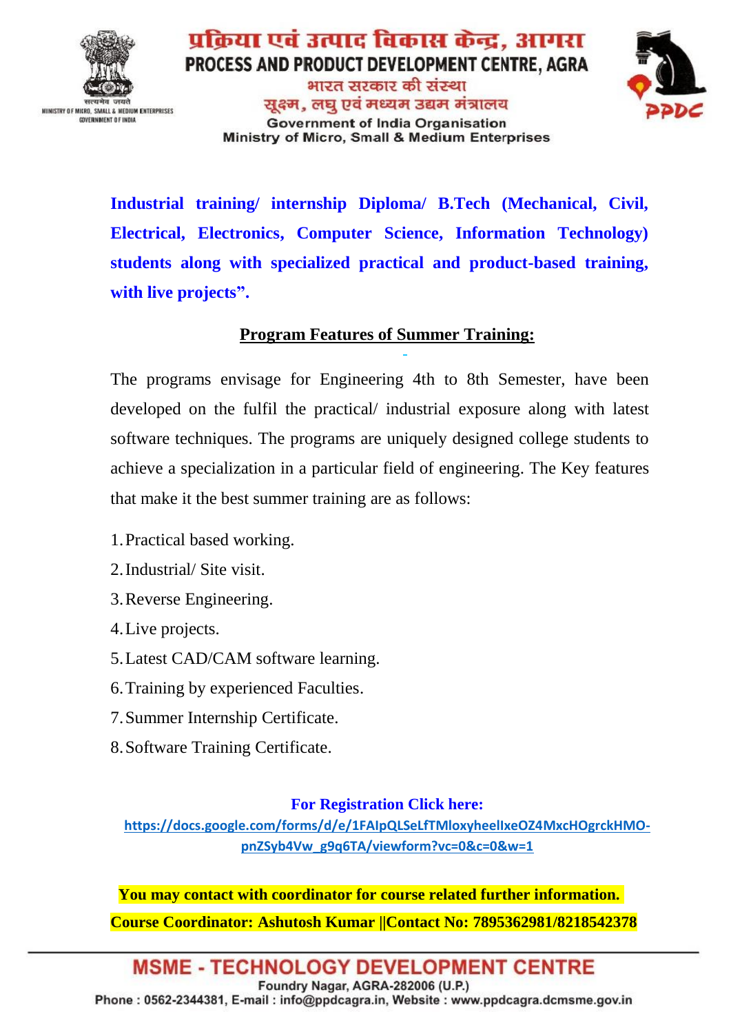# प्रक्रिया एवं उत्पाद विकास केन्द्र, आगरा

## PROCESS AND PRODUCT DEVELOPMENT CENTRE, AGRA

भारत सरकार की संस्था

सूक्ष्म, लघु एवं मध्यम उद्यम मंत्रालय

Government of India Organisation

Ministry of Micro, Small & Medium Enterprises

**Industrial training/ internship Diploma/ B.Tech (Mechanical, Civil, Electrical, Electronics, Computer Science, Information Technology) students along with specialized practical and product-based training, with live projects".**

## Program Features of Summer Training:

The programs envisage for Engineering 4th to 8th Semester, have been developed on the fulfil the practical/ industrial exposure along with latest software techniques. The programs are uniquely designed college students to achieve a specialization in a particular field of engineering. The Key features that make it the best summer training are as follows:

1. Practical based working.
2. Industrial/ Site visit.
3. Reverse Engineering.
4. Live projects.
5. Latest CAD/CAM software learning.
6. Training by experienced Faculties.
7. Summer Internship Certificate.
8. Software Training Certificate.

**For Registration Click here:**

https://docs.google.com/forms/d/e/1FAIpQLSeLfTMloxyheelIxeOZ4MxcHOgrckHMO-pnZSyb4Vw_g9q6TA/viewform?vc=0&c=0&w=1

**You may contact with coordinator for course related further information.**

**Course Coordinator: Ashutosh Kumar ||Contact No: 7895362981/8218542378**

**MSME - TECHNOLOGY DEVELOPMENT CENTRE**

Foundry Nagar, AGRA-282006 (U.P.)

Phone : 0562-2344381, E-mail : info@ppdcagra.in, Website : www.ppdcagra.dcmsme.gov.in